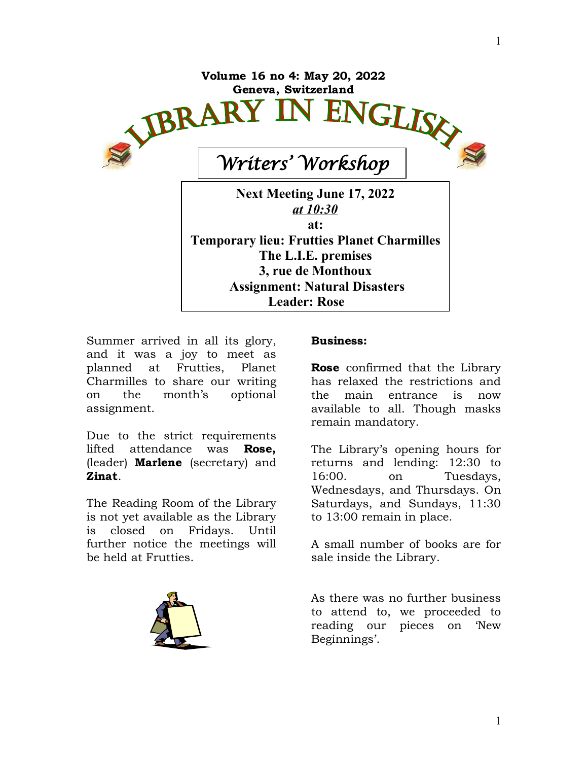**Volume 16 no 4: May 20, 2022**
**Geneva, Switzerland**

# LIBRARY IN ENGLISH

## *Writers' Workshop*

**Next Meeting June 17, 2022**
***at 10:30***
**at:**
**Temporary lieu: Frutties Planet Charmilles**
**The L.I.E. premises**
**3, rue de Monthoux**
**Assignment: Natural Disasters**
**Leader: Rose**

Summer arrived in all its glory, and it was a joy to meet as planned at Frutties, Planet Charmilles to share our writing on the month's optional assignment.

Due to the strict requirements lifted attendance was **Rose,** (leader) **Marlene** (secretary) and **Zinat**.

The Reading Room of the Library is not yet available as the Library is closed on Fridays. Until further notice the meetings will be held at Frutties.

**Business:**

**Rose** confirmed that the Library has relaxed the restrictions and the main entrance is now available to all. Though masks remain mandatory.

The Library's opening hours for returns and lending: 12:30 to 16:00. on Tuesdays, Wednesdays, and Thursdays. On Saturdays, and Sundays, 11:30 to 13:00 remain in place.

A small number of books are for sale inside the Library.

As there was no further business to attend to, we proceeded to reading our pieces on 'New Beginnings'.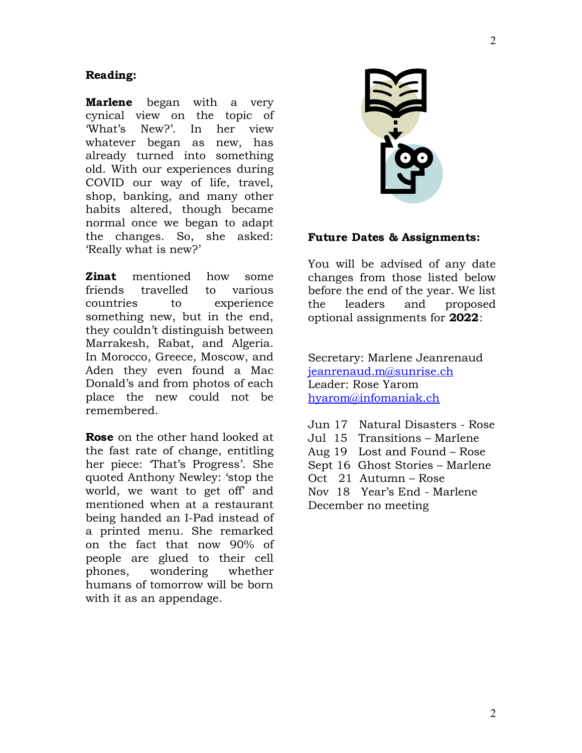**Reading:**

**Marlene** began with a very cynical view on the topic of 'What's New?'. In her view whatever began as new, has already turned into something old. With our experiences during COVID our way of life, travel, shop, banking, and many other habits altered, though became normal once we began to adapt the changes. So, she asked: 'Really what is new?'

**Zinat** mentioned how some friends travelled to various countries to experience something new, but in the end, they couldn't distinguish between Marrakesh, Rabat, and Algeria. In Morocco, Greece, Moscow, and Aden they even found a Mac Donald's and from photos of each place the new could not be remembered.

**Rose** on the other hand looked at the fast rate of change, entitling her piece: 'That's Progress'. She quoted Anthony Newley: 'stop the world, we want to get off' and mentioned when at a restaurant being handed an I-Pad instead of a printed menu. She remarked on the fact that now 90% of people are glued to their cell phones, wondering whether humans of tomorrow will be born with it as an appendage.

**Future Dates & Assignments:**

You will be advised of any date changes from those listed below before the end of the year. We list the leaders and proposed optional assignments for **2022**:

Secretary: Marlene Jeanrenaud
jeanrenaud.m@sunrise.ch
Leader: Rose Yarom
hyarom@infomaniak.ch

Jun 17 Natural Disasters - Rose
Jul 15 Transitions – Marlene
Aug 19 Lost and Found – Rose
Sept 16 Ghost Stories – Marlene
Oct 21 Autumn – Rose
Nov 18 Year's End - Marlene
December no meeting